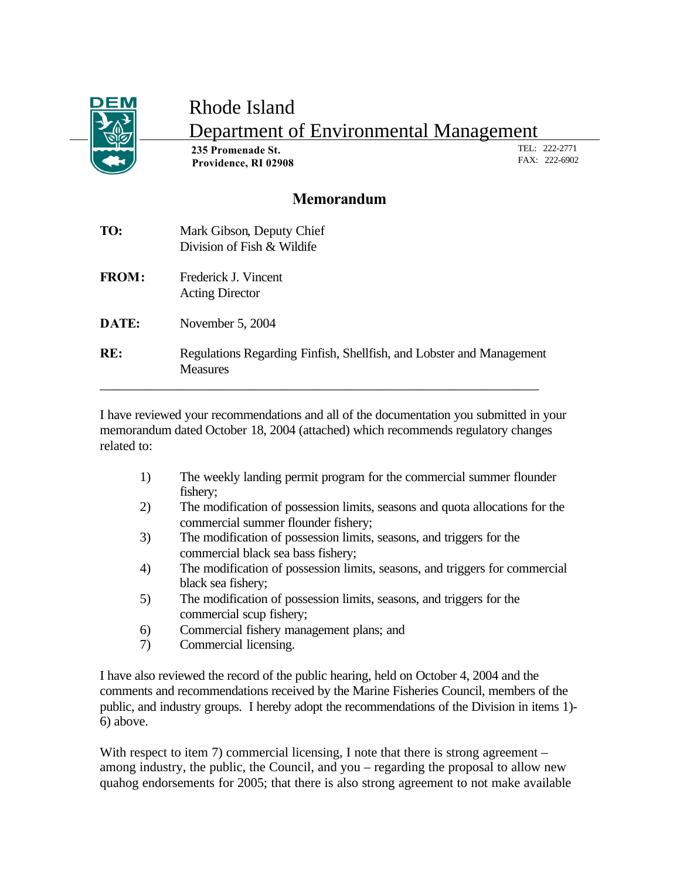# Rhode Island Department of Environmental Management

**235 Promenade St.**
**Providence, RI 02908**

TEL: 222-2771
FAX: 222-6902

## Memorandum

**TO:** Mark Gibson, Deputy Chief
Division of Fish & Wildife

**FROM:** Frederick J. Vincent
Acting Director

**DATE:** November 5, 2004

**RE:** Regulations Regarding Finfish, Shellfish, and Lobster and Management Measures

---

I have reviewed your recommendations and all of the documentation you submitted in your memorandum dated October 18, 2004 (attached) which recommends regulatory changes related to:

1) The weekly landing permit program for the commercial summer flounder fishery;
2) The modification of possession limits, seasons and quota allocations for the commercial summer flounder fishery;
3) The modification of possession limits, seasons, and triggers for the commercial black sea bass fishery;
4) The modification of possession limits, seasons, and triggers for commercial black sea fishery;
5) The modification of possession limits, seasons, and triggers for the commercial scup fishery;
6) Commercial fishery management plans; and
7) Commercial licensing.

I have also reviewed the record of the public hearing, held on October 4, 2004 and the comments and recommendations received by the Marine Fisheries Council, members of the public, and industry groups. I hereby adopt the recommendations of the Division in items 1)-6) above.

With respect to item 7) commercial licensing, I note that there is strong agreement – among industry, the public, the Council, and you – regarding the proposal to allow new quahog endorsements for 2005; that there is also strong agreement to not make available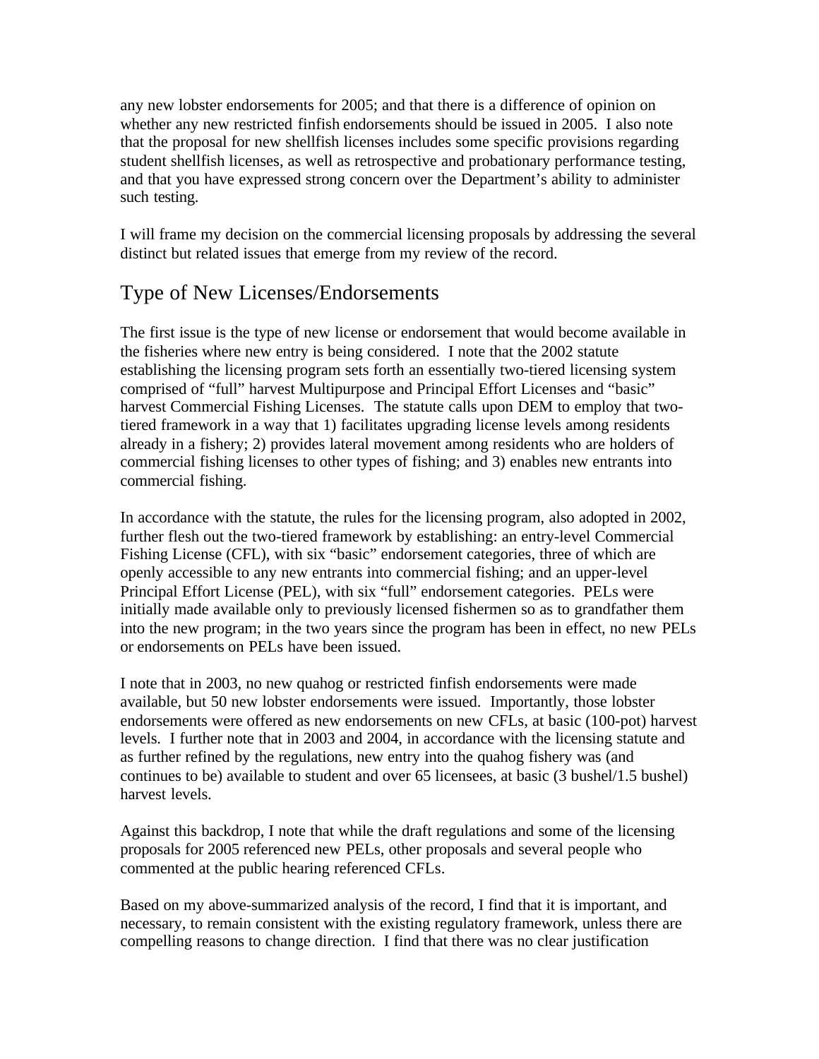any new lobster endorsements for 2005; and that there is a difference of opinion on whether any new restricted finfish endorsements should be issued in 2005. I also note that the proposal for new shellfish licenses includes some specific provisions regarding student shellfish licenses, as well as retrospective and probationary performance testing, and that you have expressed strong concern over the Department's ability to administer such testing.

I will frame my decision on the commercial licensing proposals by addressing the several distinct but related issues that emerge from my review of the record.

## Type of New Licenses/Endorsements

The first issue is the type of new license or endorsement that would become available in the fisheries where new entry is being considered. I note that the 2002 statute establishing the licensing program sets forth an essentially two-tiered licensing system comprised of "full" harvest Multipurpose and Principal Effort Licenses and "basic" harvest Commercial Fishing Licenses. The statute calls upon DEM to employ that two-tiered framework in a way that 1) facilitates upgrading license levels among residents already in a fishery; 2) provides lateral movement among residents who are holders of commercial fishing licenses to other types of fishing; and 3) enables new entrants into commercial fishing.

In accordance with the statute, the rules for the licensing program, also adopted in 2002, further flesh out the two-tiered framework by establishing: an entry-level Commercial Fishing License (CFL), with six "basic" endorsement categories, three of which are openly accessible to any new entrants into commercial fishing; and an upper-level Principal Effort License (PEL), with six "full" endorsement categories. PELs were initially made available only to previously licensed fishermen so as to grandfather them into the new program; in the two years since the program has been in effect, no new PELs or endorsements on PELs have been issued.

I note that in 2003, no new quahog or restricted finfish endorsements were made available, but 50 new lobster endorsements were issued. Importantly, those lobster endorsements were offered as new endorsements on new CFLs, at basic (100-pot) harvest levels. I further note that in 2003 and 2004, in accordance with the licensing statute and as further refined by the regulations, new entry into the quahog fishery was (and continues to be) available to student and over 65 licensees, at basic (3 bushel/1.5 bushel) harvest levels.

Against this backdrop, I note that while the draft regulations and some of the licensing proposals for 2005 referenced new PELs, other proposals and several people who commented at the public hearing referenced CFLs.

Based on my above-summarized analysis of the record, I find that it is important, and necessary, to remain consistent with the existing regulatory framework, unless there are compelling reasons to change direction. I find that there was no clear justification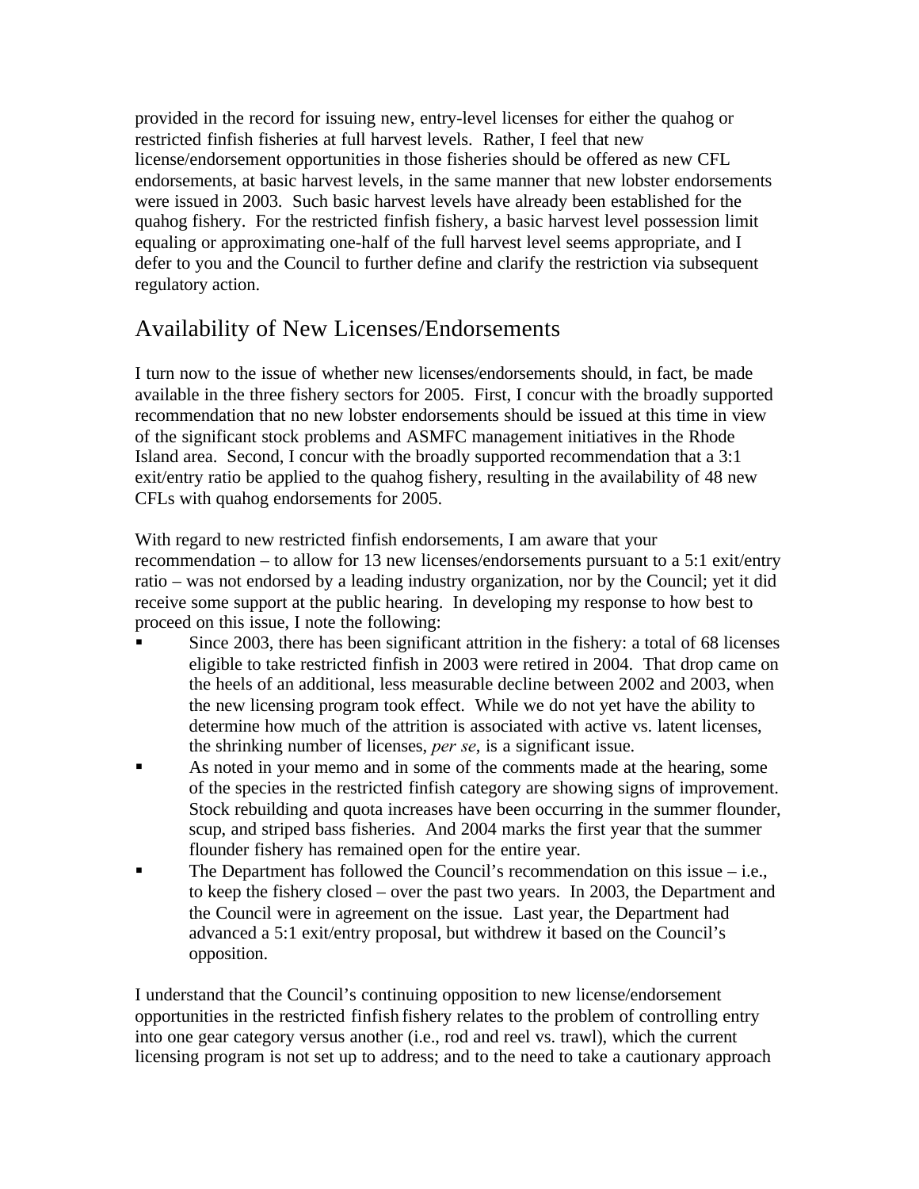provided in the record for issuing new, entry-level licenses for either the quahog or restricted finfish fisheries at full harvest levels. Rather, I feel that new license/endorsement opportunities in those fisheries should be offered as new CFL endorsements, at basic harvest levels, in the same manner that new lobster endorsements were issued in 2003. Such basic harvest levels have already been established for the quahog fishery. For the restricted finfish fishery, a basic harvest level possession limit equaling or approximating one-half of the full harvest level seems appropriate, and I defer to you and the Council to further define and clarify the restriction via subsequent regulatory action.

## Availability of New Licenses/Endorsements

I turn now to the issue of whether new licenses/endorsements should, in fact, be made available in the three fishery sectors for 2005. First, I concur with the broadly supported recommendation that no new lobster endorsements should be issued at this time in view of the significant stock problems and ASMFC management initiatives in the Rhode Island area. Second, I concur with the broadly supported recommendation that a 3:1 exit/entry ratio be applied to the quahog fishery, resulting in the availability of 48 new CFLs with quahog endorsements for 2005.

With regard to new restricted finfish endorsements, I am aware that your recommendation – to allow for 13 new licenses/endorsements pursuant to a 5:1 exit/entry ratio – was not endorsed by a leading industry organization, nor by the Council; yet it did receive some support at the public hearing. In developing my response to how best to proceed on this issue, I note the following:

- Since 2003, there has been significant attrition in the fishery: a total of 68 licenses eligible to take restricted finfish in 2003 were retired in 2004. That drop came on the heels of an additional, less measurable decline between 2002 and 2003, when the new licensing program took effect. While we do not yet have the ability to determine how much of the attrition is associated with active vs. latent licenses, the shrinking number of licenses, *per se*, is a significant issue.
- As noted in your memo and in some of the comments made at the hearing, some of the species in the restricted finfish category are showing signs of improvement. Stock rebuilding and quota increases have been occurring in the summer flounder, scup, and striped bass fisheries. And 2004 marks the first year that the summer flounder fishery has remained open for the entire year.
- The Department has followed the Council's recommendation on this issue – i.e., to keep the fishery closed – over the past two years. In 2003, the Department and the Council were in agreement on the issue. Last year, the Department had advanced a 5:1 exit/entry proposal, but withdrew it based on the Council's opposition.

I understand that the Council's continuing opposition to new license/endorsement opportunities in the restricted finfish fishery relates to the problem of controlling entry into one gear category versus another (i.e., rod and reel vs. trawl), which the current licensing program is not set up to address; and to the need to take a cautionary approach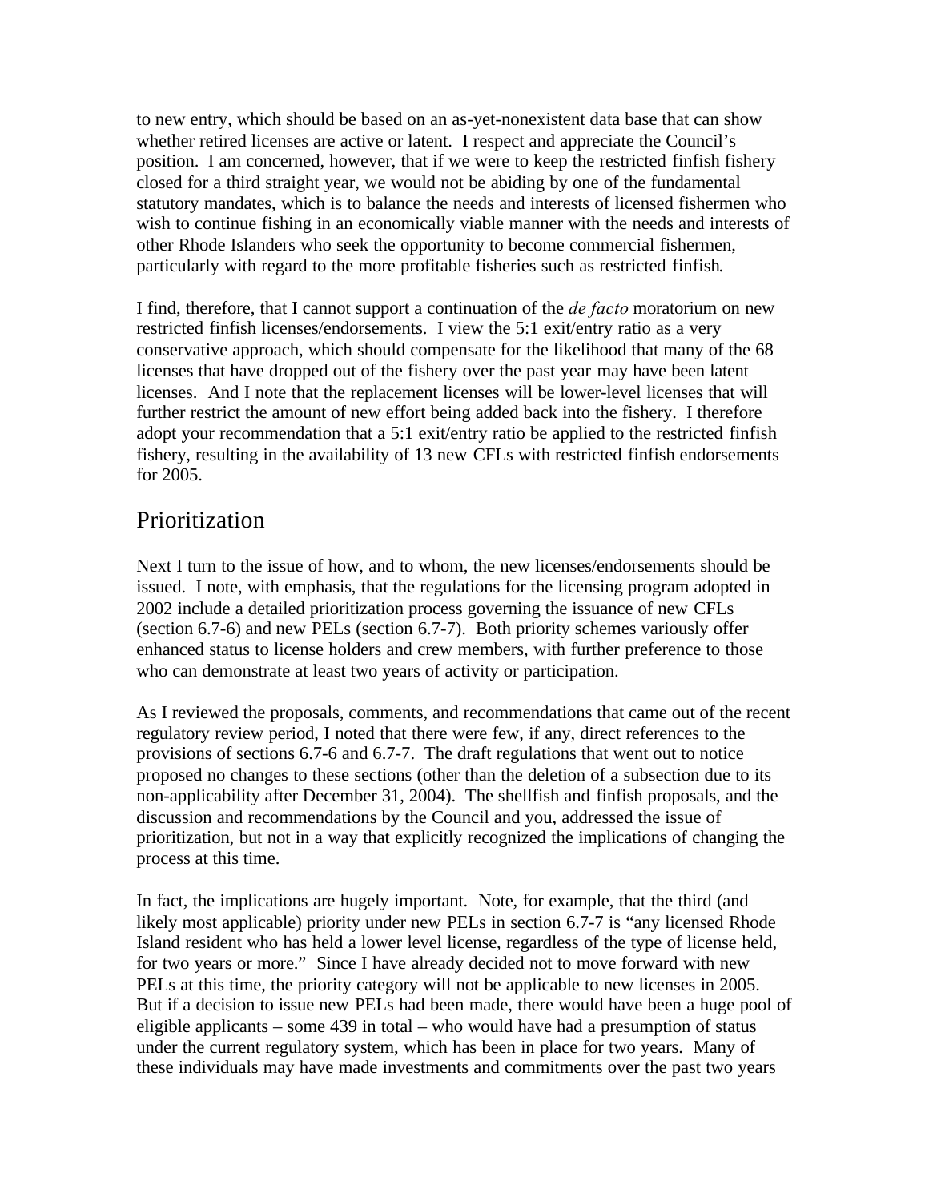to new entry, which should be based on an as-yet-nonexistent data base that can show whether retired licenses are active or latent. I respect and appreciate the Council's position. I am concerned, however, that if we were to keep the restricted finfish fishery closed for a third straight year, we would not be abiding by one of the fundamental statutory mandates, which is to balance the needs and interests of licensed fishermen who wish to continue fishing in an economically viable manner with the needs and interests of other Rhode Islanders who seek the opportunity to become commercial fishermen, particularly with regard to the more profitable fisheries such as restricted finfish.

I find, therefore, that I cannot support a continuation of the *de facto* moratorium on new restricted finfish licenses/endorsements. I view the 5:1 exit/entry ratio as a very conservative approach, which should compensate for the likelihood that many of the 68 licenses that have dropped out of the fishery over the past year may have been latent licenses. And I note that the replacement licenses will be lower-level licenses that will further restrict the amount of new effort being added back into the fishery. I therefore adopt your recommendation that a 5:1 exit/entry ratio be applied to the restricted finfish fishery, resulting in the availability of 13 new CFLs with restricted finfish endorsements for 2005.

## Prioritization

Next I turn to the issue of how, and to whom, the new licenses/endorsements should be issued. I note, with emphasis, that the regulations for the licensing program adopted in 2002 include a detailed prioritization process governing the issuance of new CFLs (section 6.7-6) and new PELs (section 6.7-7). Both priority schemes variously offer enhanced status to license holders and crew members, with further preference to those who can demonstrate at least two years of activity or participation.

As I reviewed the proposals, comments, and recommendations that came out of the recent regulatory review period, I noted that there were few, if any, direct references to the provisions of sections 6.7-6 and 6.7-7. The draft regulations that went out to notice proposed no changes to these sections (other than the deletion of a subsection due to its non-applicability after December 31, 2004). The shellfish and finfish proposals, and the discussion and recommendations by the Council and you, addressed the issue of prioritization, but not in a way that explicitly recognized the implications of changing the process at this time.

In fact, the implications are hugely important. Note, for example, that the third (and likely most applicable) priority under new PELs in section 6.7-7 is "any licensed Rhode Island resident who has held a lower level license, regardless of the type of license held, for two years or more." Since I have already decided not to move forward with new PELs at this time, the priority category will not be applicable to new licenses in 2005. But if a decision to issue new PELs had been made, there would have been a huge pool of eligible applicants – some 439 in total – who would have had a presumption of status under the current regulatory system, which has been in place for two years. Many of these individuals may have made investments and commitments over the past two years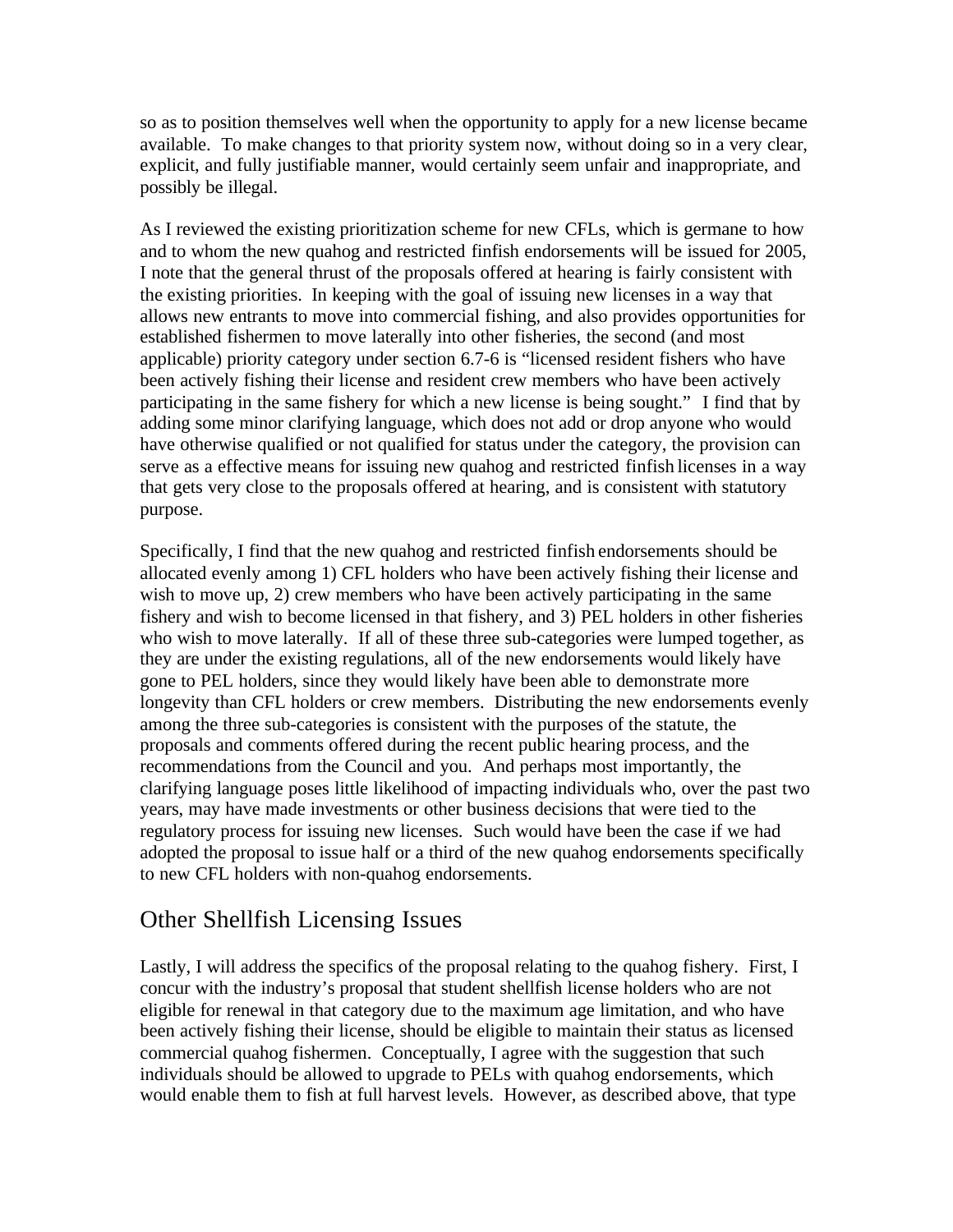so as to position themselves well when the opportunity to apply for a new license became available. To make changes to that priority system now, without doing so in a very clear, explicit, and fully justifiable manner, would certainly seem unfair and inappropriate, and possibly be illegal.

As I reviewed the existing prioritization scheme for new CFLs, which is germane to how and to whom the new quahog and restricted finfish endorsements will be issued for 2005, I note that the general thrust of the proposals offered at hearing is fairly consistent with the existing priorities. In keeping with the goal of issuing new licenses in a way that allows new entrants to move into commercial fishing, and also provides opportunities for established fishermen to move laterally into other fisheries, the second (and most applicable) priority category under section 6.7-6 is "licensed resident fishers who have been actively fishing their license and resident crew members who have been actively participating in the same fishery for which a new license is being sought." I find that by adding some minor clarifying language, which does not add or drop anyone who would have otherwise qualified or not qualified for status under the category, the provision can serve as a effective means for issuing new quahog and restricted finfish licenses in a way that gets very close to the proposals offered at hearing, and is consistent with statutory purpose.

Specifically, I find that the new quahog and restricted finfish endorsements should be allocated evenly among 1) CFL holders who have been actively fishing their license and wish to move up, 2) crew members who have been actively participating in the same fishery and wish to become licensed in that fishery, and 3) PEL holders in other fisheries who wish to move laterally. If all of these three sub-categories were lumped together, as they are under the existing regulations, all of the new endorsements would likely have gone to PEL holders, since they would likely have been able to demonstrate more longevity than CFL holders or crew members. Distributing the new endorsements evenly among the three sub-categories is consistent with the purposes of the statute, the proposals and comments offered during the recent public hearing process, and the recommendations from the Council and you. And perhaps most importantly, the clarifying language poses little likelihood of impacting individuals who, over the past two years, may have made investments or other business decisions that were tied to the regulatory process for issuing new licenses. Such would have been the case if we had adopted the proposal to issue half or a third of the new quahog endorsements specifically to new CFL holders with non-quahog endorsements.

## Other Shellfish Licensing Issues

Lastly, I will address the specifics of the proposal relating to the quahog fishery. First, I concur with the industry's proposal that student shellfish license holders who are not eligible for renewal in that category due to the maximum age limitation, and who have been actively fishing their license, should be eligible to maintain their status as licensed commercial quahog fishermen. Conceptually, I agree with the suggestion that such individuals should be allowed to upgrade to PELs with quahog endorsements, which would enable them to fish at full harvest levels. However, as described above, that type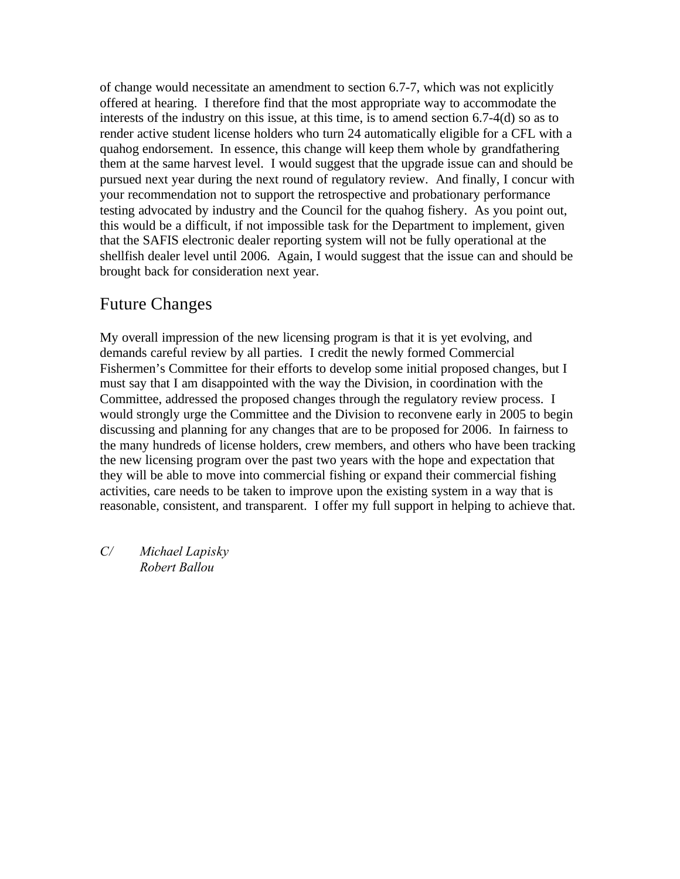of change would necessitate an amendment to section 6.7-7, which was not explicitly offered at hearing. I therefore find that the most appropriate way to accommodate the interests of the industry on this issue, at this time, is to amend section 6.7-4(d) so as to render active student license holders who turn 24 automatically eligible for a CFL with a quahog endorsement. In essence, this change will keep them whole by grandfathering them at the same harvest level. I would suggest that the upgrade issue can and should be pursued next year during the next round of regulatory review. And finally, I concur with your recommendation not to support the retrospective and probationary performance testing advocated by industry and the Council for the quahog fishery. As you point out, this would be a difficult, if not impossible task for the Department to implement, given that the SAFIS electronic dealer reporting system will not be fully operational at the shellfish dealer level until 2006. Again, I would suggest that the issue can and should be brought back for consideration next year.

## Future Changes

My overall impression of the new licensing program is that it is yet evolving, and demands careful review by all parties. I credit the newly formed Commercial Fishermen's Committee for their efforts to develop some initial proposed changes, but I must say that I am disappointed with the way the Division, in coordination with the Committee, addressed the proposed changes through the regulatory review process. I would strongly urge the Committee and the Division to reconvene early in 2005 to begin discussing and planning for any changes that are to be proposed for 2006. In fairness to the many hundreds of license holders, crew members, and others who have been tracking the new licensing program over the past two years with the hope and expectation that they will be able to move into commercial fishing or expand their commercial fishing activities, care needs to be taken to improve upon the existing system in a way that is reasonable, consistent, and transparent. I offer my full support in helping to achieve that.

*C/ Michael Lapisky*
*Robert Ballou*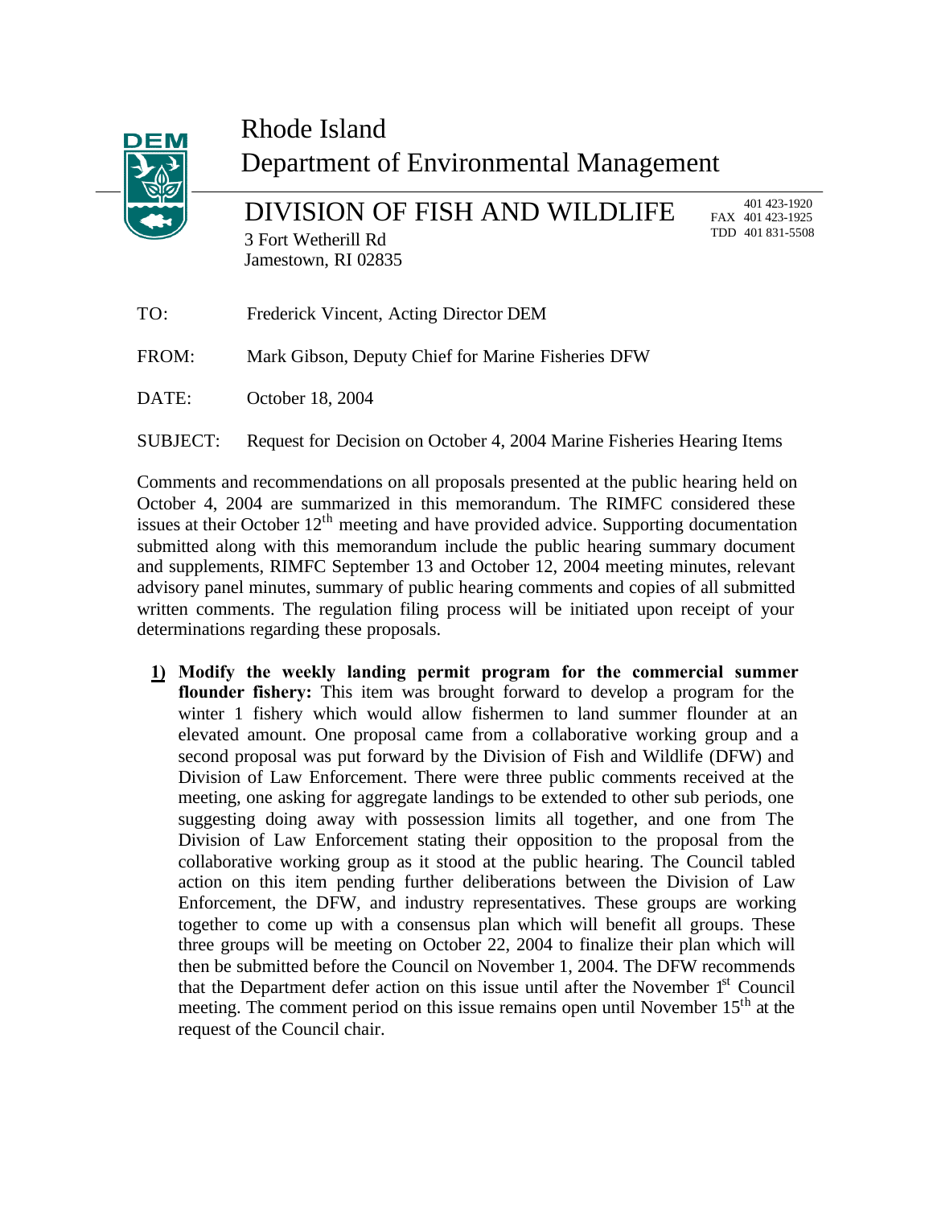# Rhode Island Department of Environmental Management

## DIVISION OF FISH AND WILDLIFE

3 Fort Wetherill Rd
Jamestown, RI 02835

401 423-1920
FAX 401 423-1925
TDD 401 831-5508

TO: Frederick Vincent, Acting Director DEM

FROM: Mark Gibson, Deputy Chief for Marine Fisheries DFW

DATE: October 18, 2004

SUBJECT: Request for Decision on October 4, 2004 Marine Fisheries Hearing Items

Comments and recommendations on all proposals presented at the public hearing held on October 4, 2004 are summarized in this memorandum. The RIMFC considered these issues at their October 12th meeting and have provided advice. Supporting documentation submitted along with this memorandum include the public hearing summary document and supplements, RIMFC September 13 and October 12, 2004 meeting minutes, relevant advisory panel minutes, summary of public hearing comments and copies of all submitted written comments. The regulation filing process will be initiated upon receipt of your determinations regarding these proposals.

1) **Modify the weekly landing permit program for the commercial summer flounder fishery:** This item was brought forward to develop a program for the winter 1 fishery which would allow fishermen to land summer flounder at an elevated amount. One proposal came from a collaborative working group and a second proposal was put forward by the Division of Fish and Wildlife (DFW) and Division of Law Enforcement. There were three public comments received at the meeting, one asking for aggregate landings to be extended to other sub periods, one suggesting doing away with possession limits all together, and one from The Division of Law Enforcement stating their opposition to the proposal from the collaborative working group as it stood at the public hearing. The Council tabled action on this item pending further deliberations between the Division of Law Enforcement, the DFW, and industry representatives. These groups are working together to come up with a consensus plan which will benefit all groups. These three groups will be meeting on October 22, 2004 to finalize their plan which will then be submitted before the Council on November 1, 2004. The DFW recommends that the Department defer action on this issue until after the November 1st Council meeting. The comment period on this issue remains open until November 15th at the request of the Council chair.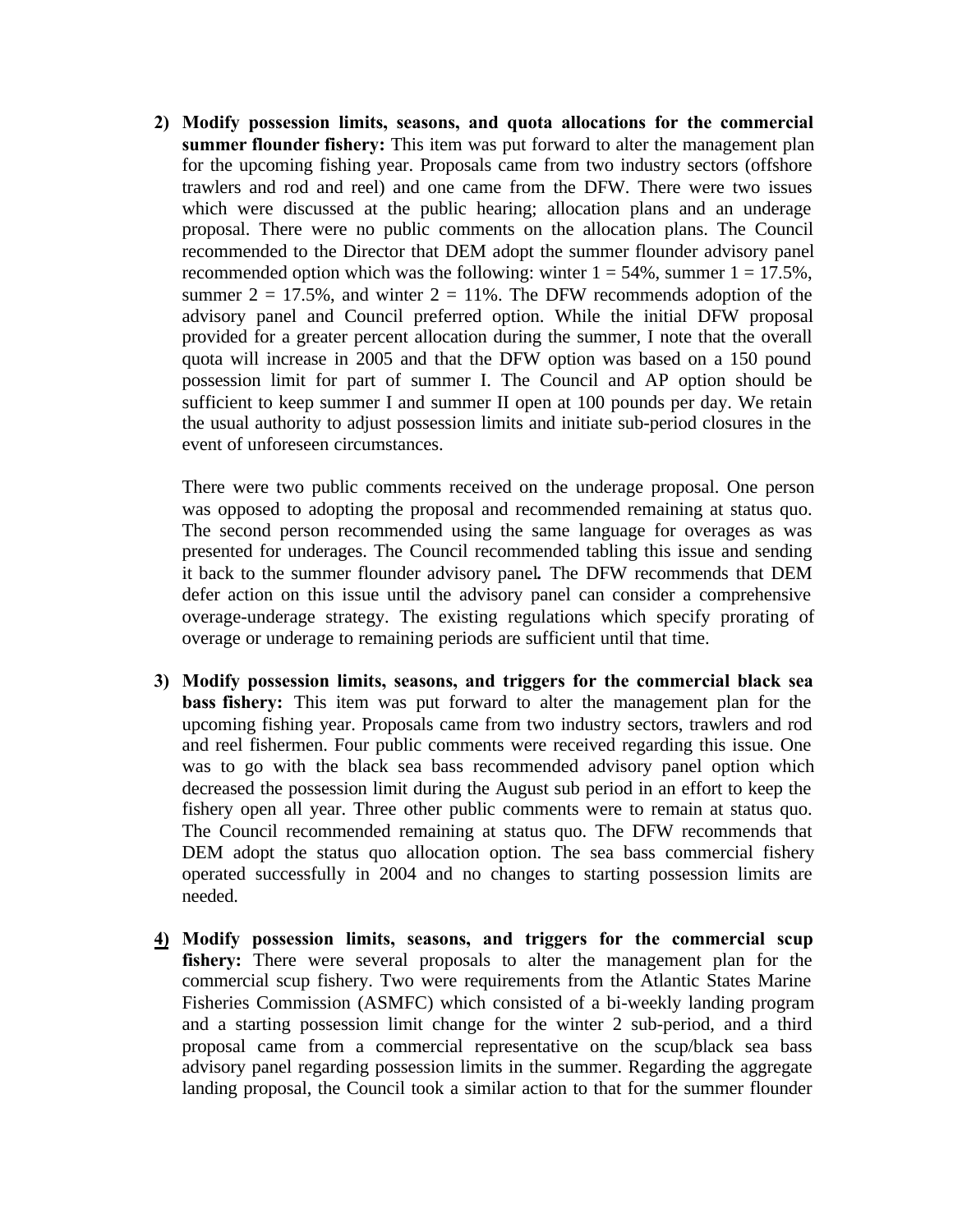2) **Modify possession limits, seasons, and quota allocations for the commercial summer flounder fishery:** This item was put forward to alter the management plan for the upcoming fishing year. Proposals came from two industry sectors (offshore trawlers and rod and reel) and one came from the DFW. There were two issues which were discussed at the public hearing; allocation plans and an underage proposal. There were no public comments on the allocation plans. The Council recommended to the Director that DEM adopt the summer flounder advisory panel recommended option which was the following: winter 1 = 54%, summer 1 = 17.5%, summer 2 = 17.5%, and winter 2 = 11%. The DFW recommends adoption of the advisory panel and Council preferred option. While the initial DFW proposal provided for a greater percent allocation during the summer, I note that the overall quota will increase in 2005 and that the DFW option was based on a 150 pound possession limit for part of summer I. The Council and AP option should be sufficient to keep summer I and summer II open at 100 pounds per day. We retain the usual authority to adjust possession limits and initiate sub-period closures in the event of unforeseen circumstances.

   There were two public comments received on the underage proposal. One person was opposed to adopting the proposal and recommended remaining at status quo. The second person recommended using the same language for overages as was presented for underages. The Council recommended tabling this issue and sending it back to the summer flounder advisory panel*.* The DFW recommends that DEM defer action on this issue until the advisory panel can consider a comprehensive overage-underage strategy. The existing regulations which specify prorating of overage or underage to remaining periods are sufficient until that time.

3) **Modify possession limits, seasons, and triggers for the commercial black sea bass fishery:** This item was put forward to alter the management plan for the upcoming fishing year. Proposals came from two industry sectors, trawlers and rod and reel fishermen. Four public comments were received regarding this issue. One was to go with the black sea bass recommended advisory panel option which decreased the possession limit during the August sub period in an effort to keep the fishery open all year. Three other public comments were to remain at status quo. The Council recommended remaining at status quo. The DFW recommends that DEM adopt the status quo allocation option. The sea bass commercial fishery operated successfully in 2004 and no changes to starting possession limits are needed.

4) **Modify possession limits, seasons, and triggers for the commercial scup fishery:** There were several proposals to alter the management plan for the commercial scup fishery. Two were requirements from the Atlantic States Marine Fisheries Commission (ASMFC) which consisted of a bi-weekly landing program and a starting possession limit change for the winter 2 sub-period, and a third proposal came from a commercial representative on the scup/black sea bass advisory panel regarding possession limits in the summer. Regarding the aggregate landing proposal, the Council took a similar action to that for the summer flounder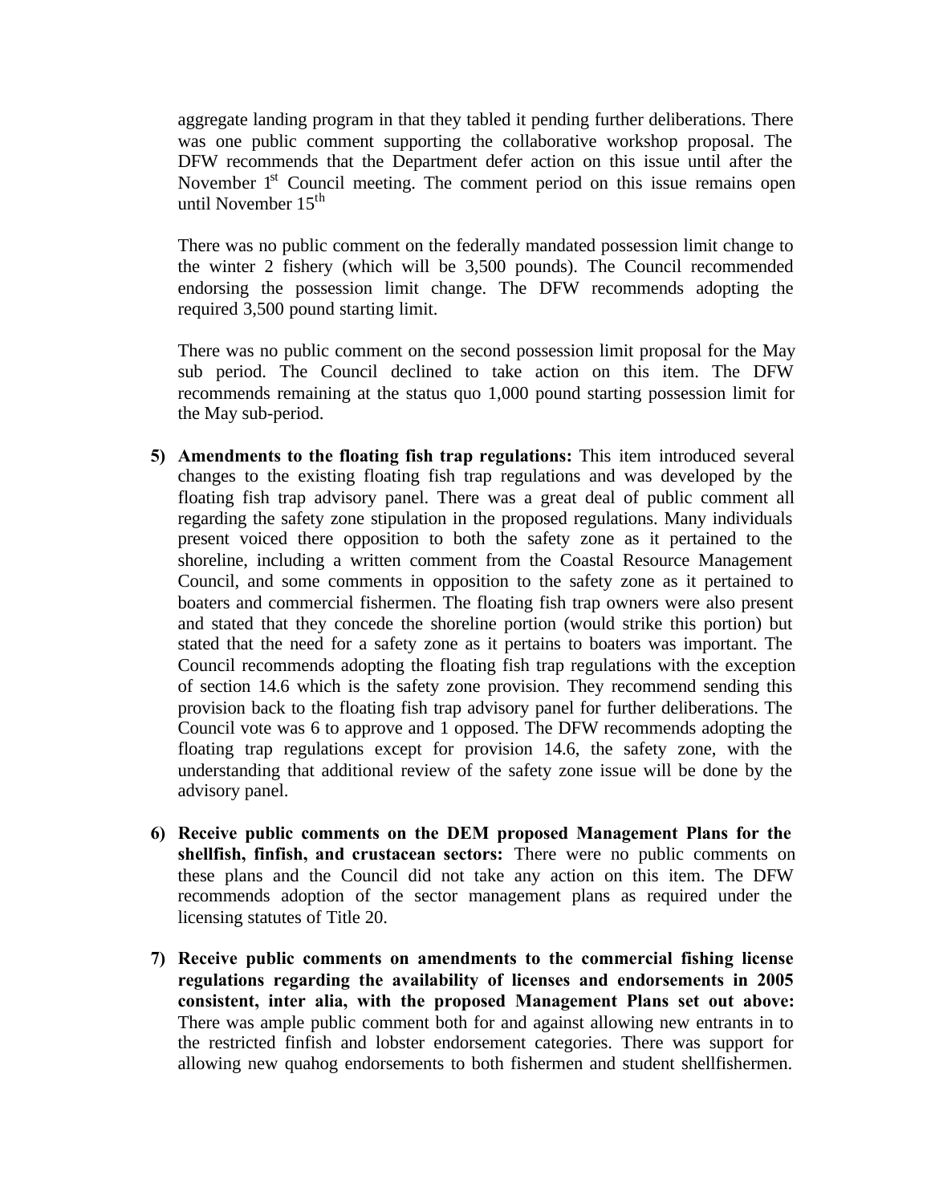aggregate landing program in that they tabled it pending further deliberations. There was one public comment supporting the collaborative workshop proposal. The DFW recommends that the Department defer action on this issue until after the November 1st Council meeting. The comment period on this issue remains open until November 15th

There was no public comment on the federally mandated possession limit change to the winter 2 fishery (which will be 3,500 pounds). The Council recommended endorsing the possession limit change. The DFW recommends adopting the required 3,500 pound starting limit.

There was no public comment on the second possession limit proposal for the May sub period. The Council declined to take action on this item. The DFW recommends remaining at the status quo 1,000 pound starting possession limit for the May sub-period.

5) **Amendments to the floating fish trap regulations:** This item introduced several changes to the existing floating fish trap regulations and was developed by the floating fish trap advisory panel. There was a great deal of public comment all regarding the safety zone stipulation in the proposed regulations. Many individuals present voiced there opposition to both the safety zone as it pertained to the shoreline, including a written comment from the Coastal Resource Management Council, and some comments in opposition to the safety zone as it pertained to boaters and commercial fishermen. The floating fish trap owners were also present and stated that they concede the shoreline portion (would strike this portion) but stated that the need for a safety zone as it pertains to boaters was important. The Council recommends adopting the floating fish trap regulations with the exception of section 14.6 which is the safety zone provision. They recommend sending this provision back to the floating fish trap advisory panel for further deliberations. The Council vote was 6 to approve and 1 opposed. The DFW recommends adopting the floating trap regulations except for provision 14.6, the safety zone, with the understanding that additional review of the safety zone issue will be done by the advisory panel.

6) **Receive public comments on the DEM proposed Management Plans for the shellfish, finfish, and crustacean sectors:** There were no public comments on these plans and the Council did not take any action on this item. The DFW recommends adoption of the sector management plans as required under the licensing statutes of Title 20.

7) **Receive public comments on amendments to the commercial fishing license regulations regarding the availability of licenses and endorsements in 2005 consistent, inter alia, with the proposed Management Plans set out above:** There was ample public comment both for and against allowing new entrants in to the restricted finfish and lobster endorsement categories. There was support for allowing new quahog endorsements to both fishermen and student shellfishermen.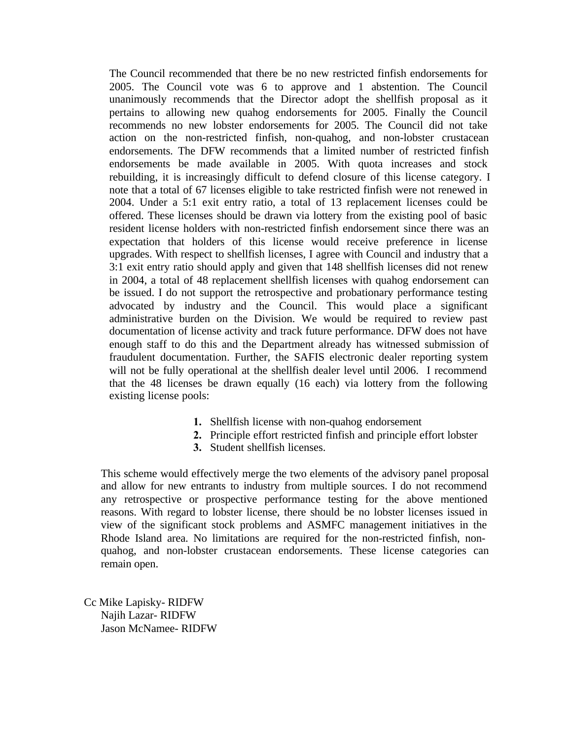The Council recommended that there be no new restricted finfish endorsements for 2005. The Council vote was 6 to approve and 1 abstention. The Council unanimously recommends that the Director adopt the shellfish proposal as it pertains to allowing new quahog endorsements for 2005. Finally the Council recommends no new lobster endorsements for 2005. The Council did not take action on the non-restricted finfish, non-quahog, and non-lobster crustacean endorsements. The DFW recommends that a limited number of restricted finfish endorsements be made available in 2005. With quota increases and stock rebuilding, it is increasingly difficult to defend closure of this license category. I note that a total of 67 licenses eligible to take restricted finfish were not renewed in 2004. Under a 5:1 exit entry ratio, a total of 13 replacement licenses could be offered. These licenses should be drawn via lottery from the existing pool of basic resident license holders with non-restricted finfish endorsement since there was an expectation that holders of this license would receive preference in license upgrades. With respect to shellfish licenses, I agree with Council and industry that a 3:1 exit entry ratio should apply and given that 148 shellfish licenses did not renew in 2004, a total of 48 replacement shellfish licenses with quahog endorsement can be issued. I do not support the retrospective and probationary performance testing advocated by industry and the Council. This would place a significant administrative burden on the Division. We would be required to review past documentation of license activity and track future performance. DFW does not have enough staff to do this and the Department already has witnessed submission of fraudulent documentation. Further, the SAFIS electronic dealer reporting system will not be fully operational at the shellfish dealer level until 2006. I recommend that the 48 licenses be drawn equally (16 each) via lottery from the following existing license pools:

1. Shellfish license with non-quahog endorsement
2. Principle effort restricted finfish and principle effort lobster
3. Student shellfish licenses.

This scheme would effectively merge the two elements of the advisory panel proposal and allow for new entrants to industry from multiple sources. I do not recommend any retrospective or prospective performance testing for the above mentioned reasons. With regard to lobster license, there should be no lobster licenses issued in view of the significant stock problems and ASMFC management initiatives in the Rhode Island area. No limitations are required for the non-restricted finfish, non-quahog, and non-lobster crustacean endorsements. These license categories can remain open.

Cc Mike Lapisky- RIDFW
Najih Lazar- RIDFW
Jason McNamee- RIDFW